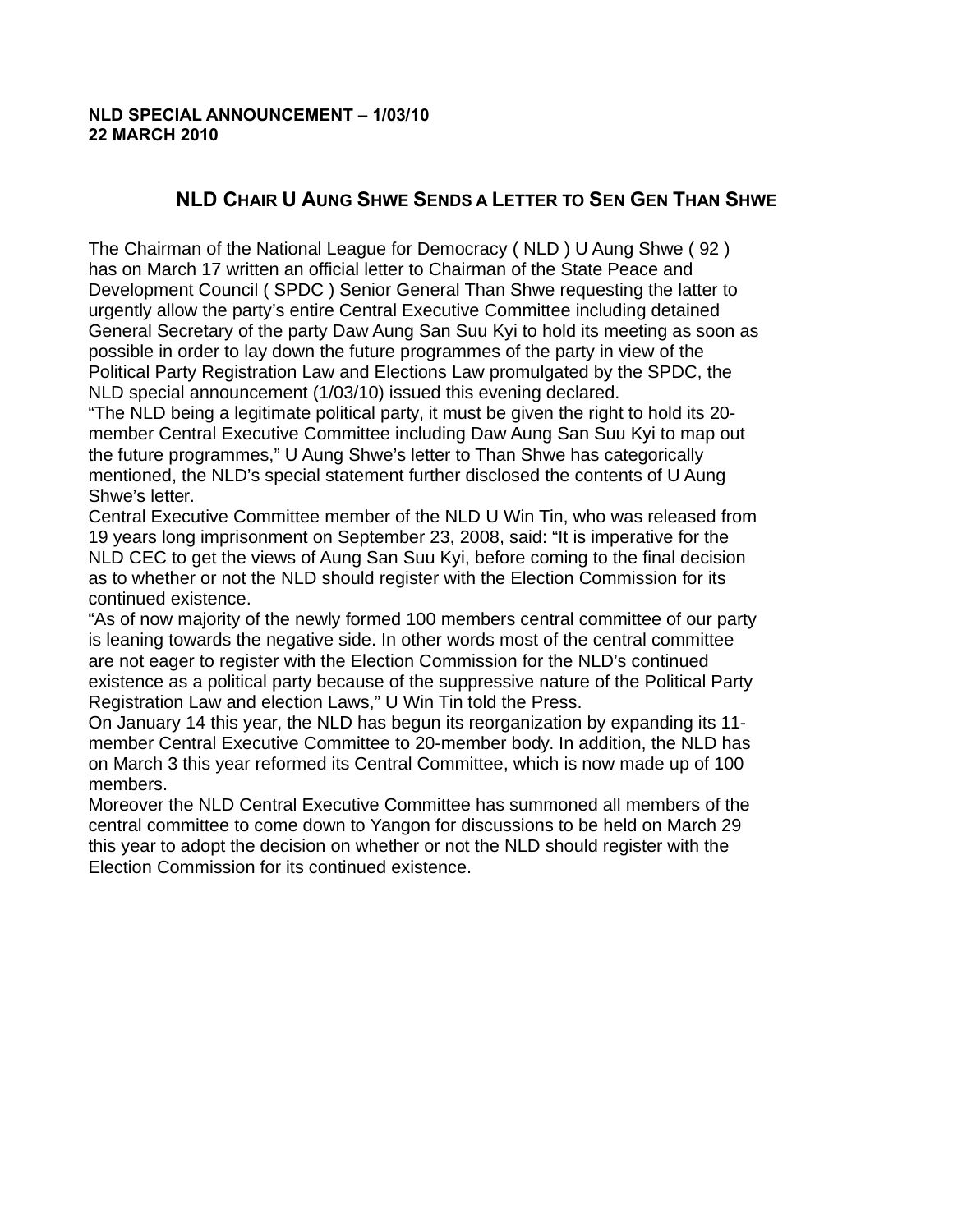**NLD SPECIAL ANNOUNCEMENT – 1/03/10**
**22 MARCH 2010**

## NLD Chair U Aung Shwe Sends a Letter to Sen Gen Than Shwe

The Chairman of the National League for Democracy ( NLD ) U Aung Shwe ( 92 ) has on March 17 written an official letter to Chairman of the State Peace and Development Council ( SPDC ) Senior General Than Shwe requesting the latter to urgently allow the party's entire Central Executive Committee including detained General Secretary of the party Daw Aung San Suu Kyi to hold its meeting as soon as possible in order to lay down the future programmes of the party in view of the Political Party Registration Law and Elections Law promulgated by the SPDC, the NLD special announcement (1/03/10) issued this evening declared.

"The NLD being a legitimate political party, it must be given the right to hold its 20-member Central Executive Committee including Daw Aung San Suu Kyi to map out the future programmes," U Aung Shwe's letter to Than Shwe has categorically mentioned, the NLD's special statement further disclosed the contents of U Aung Shwe's letter.

Central Executive Committee member of the NLD U Win Tin, who was released from 19 years long imprisonment on September 23, 2008, said: "It is imperative for the NLD CEC to get the views of Aung San Suu Kyi, before coming to the final decision as to whether or not the NLD should register with the Election Commission for its continued existence.

"As of now majority of the newly formed 100 members central committee of our party is leaning towards the negative side. In other words most of the central committee are not eager to register with the Election Commission for the NLD's continued existence as a political party because of the suppressive nature of the Political Party Registration Law and election Laws," U Win Tin told the Press.

On January 14 this year, the NLD has begun its reorganization by expanding its 11-member Central Executive Committee to 20-member body. In addition, the NLD has on March 3 this year reformed its Central Committee, which is now made up of 100 members.

Moreover the NLD Central Executive Committee has summoned all members of the central committee to come down to Yangon for discussions to be held on March 29 this year to adopt the decision on whether or not the NLD should register with the Election Commission for its continued existence.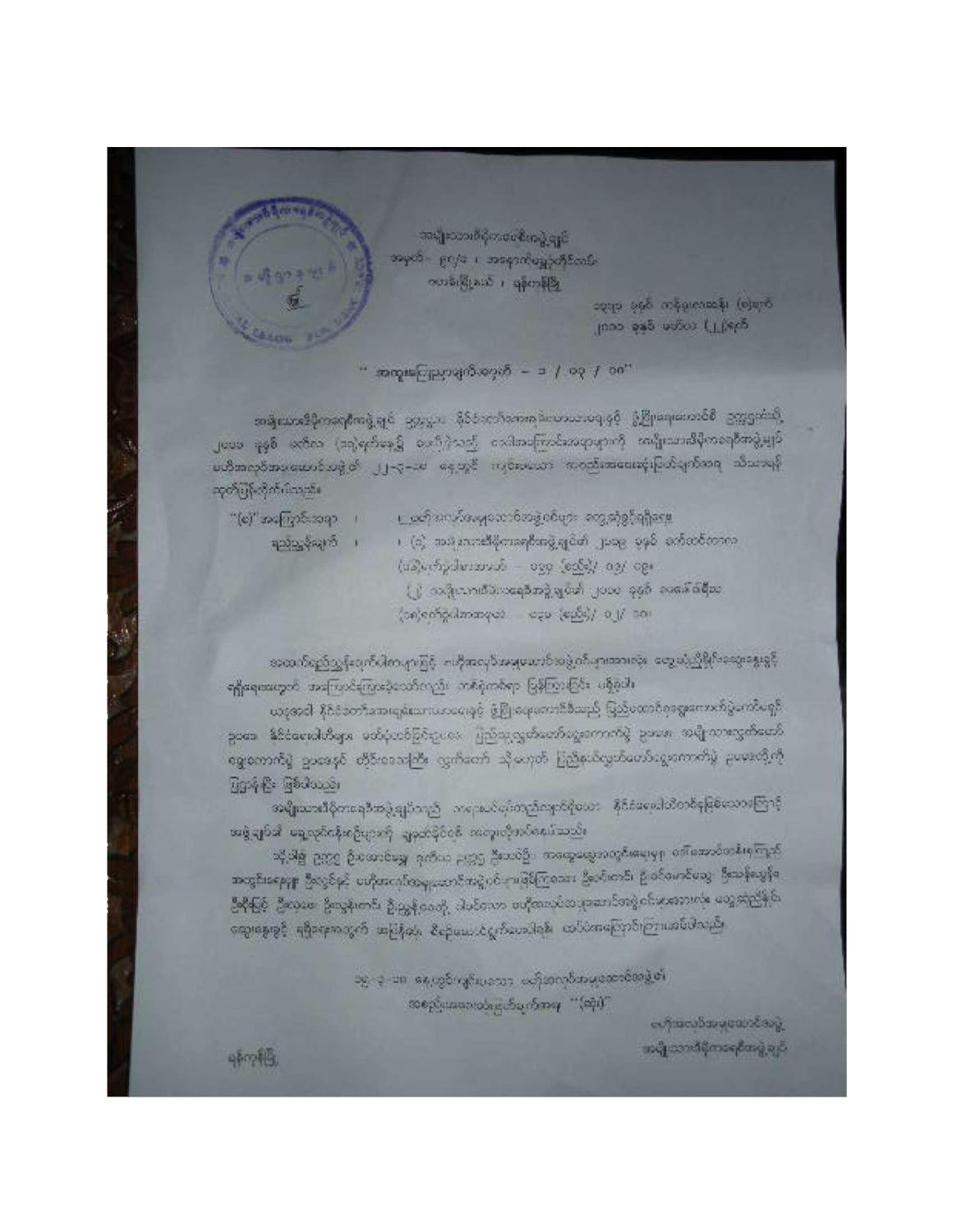အမျိုးသားဒီမိုကရေစီအဖွဲ့ချုပ်
အမှတ် - ၉၇/ခ ၊ အနောက်ရွှေဂုံတိုင်လမ်း
ဗဟန်းမြို့နယ် ၊ ရန်ကုန်မြို့

" အထူးကြေညာချက်အမှတ် – ၁ / ၀၃ / ၁၀"

ဗဟိုအလုပ်အမှုဆောင်အဖွဲ့
အမျိုးသားဒီမိုကရေစီအဖွဲ့ချုပ်

ရန်ကုန်မြို့